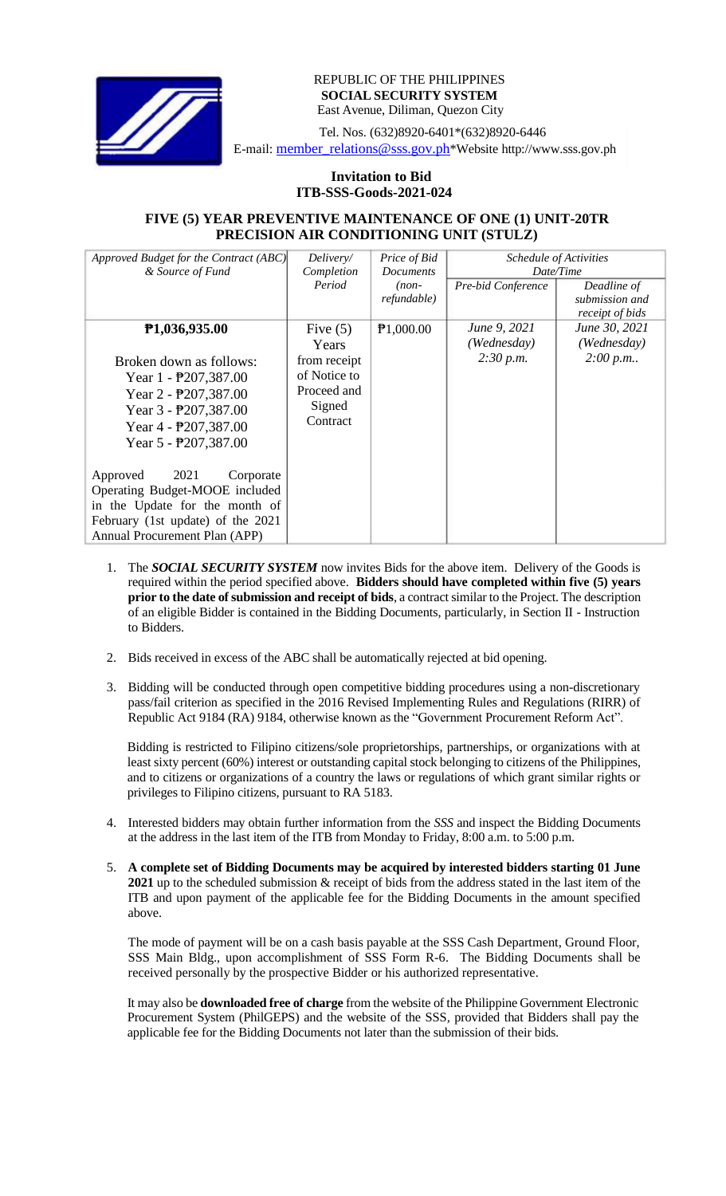REPUBLIC OF THE PHILIPPINES
**SOCIAL SECURITY SYSTEM**
East Avenue, Diliman, Quezon City

Tel. Nos. (632)8920-6401*(632)8920-6446
E-mail: member_relations@sss.gov.ph*Website http://www.sss.gov.ph

**Invitation to Bid**
**ITB-SSS-Goods-2021-024**

**FIVE (5) YEAR PREVENTIVE MAINTENANCE OF ONE (1) UNIT-20TR PRECISION AIR CONDITIONING UNIT (STULZ)**

| *Approved Budget for the Contract (ABC) & Source of Fund* | *Delivery/ Completion Period* | *Price of Bid Documents (non-refundable)* | *Schedule of Activities Date/Time* | |
|---|---|---|---|---|
| | | | *Pre-bid Conference* | *Deadline of submission and receipt of bids* |
| **₱1,036,935.00**<br><br>Broken down as follows:<br>Year 1 - ₱207,387.00<br>Year 2 - ₱207,387.00<br>Year 3 - ₱207,387.00<br>Year 4 - ₱207,387.00<br>Year 5 - ₱207,387.00<br><br>Approved 2021 Corporate Operating Budget-MOOE included in the Update for the month of February (1st update) of the 2021 Annual Procurement Plan (APP) | Five (5) Years from receipt of Notice to Proceed and Signed Contract | ₱1,000.00 | *June 9, 2021 (Wednesday) 2:30 p.m.* | *June 30, 2021 (Wednesday) 2:00 p.m..* |

1. The ***SOCIAL SECURITY SYSTEM*** now invites Bids for the above item. Delivery of the Goods is required within the period specified above. **Bidders should have completed within five (5) years prior to the date of submission and receipt of bids**, a contract similar to the Project. The description of an eligible Bidder is contained in the Bidding Documents, particularly, in Section II - Instruction to Bidders.

2. Bids received in excess of the ABC shall be automatically rejected at bid opening.

3. Bidding will be conducted through open competitive bidding procedures using a non-discretionary pass/fail criterion as specified in the 2016 Revised Implementing Rules and Regulations (RIRR) of Republic Act 9184 (RA) 9184, otherwise known as the "Government Procurement Reform Act".

   Bidding is restricted to Filipino citizens/sole proprietorships, partnerships, or organizations with at least sixty percent (60%) interest or outstanding capital stock belonging to citizens of the Philippines, and to citizens or organizations of a country the laws or regulations of which grant similar rights or privileges to Filipino citizens, pursuant to RA 5183.

4. Interested bidders may obtain further information from the *SSS* and inspect the Bidding Documents at the address in the last item of the ITB from Monday to Friday, 8:00 a.m. to 5:00 p.m.

5. **A complete set of Bidding Documents may be acquired by interested bidders starting 01 June 2021** up to the scheduled submission & receipt of bids from the address stated in the last item of the ITB and upon payment of the applicable fee for the Bidding Documents in the amount specified above.

   The mode of payment will be on a cash basis payable at the SSS Cash Department, Ground Floor, SSS Main Bldg., upon accomplishment of SSS Form R-6. The Bidding Documents shall be received personally by the prospective Bidder or his authorized representative.

   It may also be **downloaded free of charge** from the website of the Philippine Government Electronic Procurement System (PhilGEPS) and the website of the SSS*,* provided that Bidders shall pay the applicable fee for the Bidding Documents not later than the submission of their bids.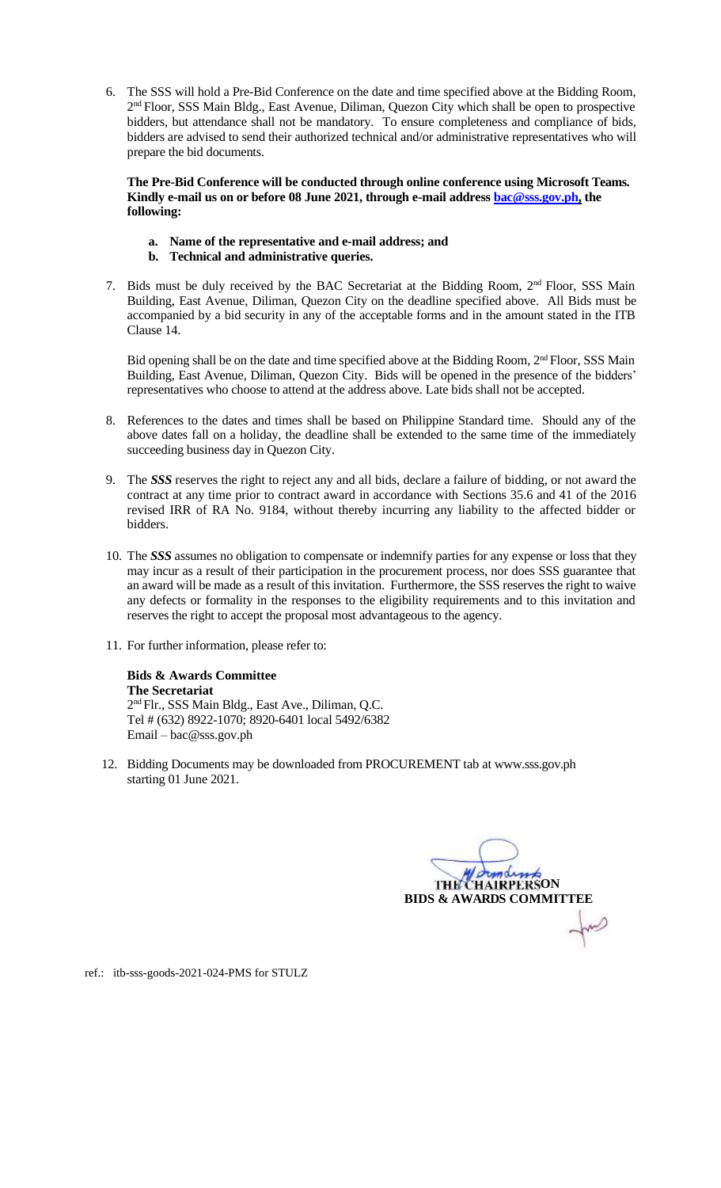6. The SSS will hold a Pre-Bid Conference on the date and time specified above at the Bidding Room, 2nd Floor, SSS Main Bldg., East Avenue, Diliman, Quezon City which shall be open to prospective bidders, but attendance shall not be mandatory. To ensure completeness and compliance of bids, bidders are advised to send their authorized technical and/or administrative representatives who will prepare the bid documents.

   **The Pre-Bid Conference will be conducted through online conference using Microsoft Teams. Kindly e-mail us on or before 08 June 2021, through e-mail address bac@sss.gov.ph, the following:**

   **a. Name of the representative and e-mail address; and**
   **b. Technical and administrative queries.**

7. Bids must be duly received by the BAC Secretariat at the Bidding Room, 2nd Floor, SSS Main Building, East Avenue, Diliman, Quezon City on the deadline specified above. All Bids must be accompanied by a bid security in any of the acceptable forms and in the amount stated in the ITB Clause 14.

   Bid opening shall be on the date and time specified above at the Bidding Room, 2nd Floor, SSS Main Building, East Avenue, Diliman, Quezon City. Bids will be opened in the presence of the bidders' representatives who choose to attend at the address above. Late bids shall not be accepted.

8. References to the dates and times shall be based on Philippine Standard time. Should any of the above dates fall on a holiday, the deadline shall be extended to the same time of the immediately succeeding business day in Quezon City.

9. The ***SSS*** reserves the right to reject any and all bids, declare a failure of bidding, or not award the contract at any time prior to contract award in accordance with Sections 35.6 and 41 of the 2016 revised IRR of RA No. 9184, without thereby incurring any liability to the affected bidder or bidders.

10. The ***SSS*** assumes no obligation to compensate or indemnify parties for any expense or loss that they may incur as a result of their participation in the procurement process, nor does SSS guarantee that an award will be made as a result of this invitation. Furthermore, the SSS reserves the right to waive any defects or formality in the responses to the eligibility requirements and to this invitation and reserves the right to accept the proposal most advantageous to the agency.

11. For further information, please refer to:

    **Bids & Awards Committee**
    **The Secretariat**
    2nd Flr., SSS Main Bldg., East Ave., Diliman, Q.C.
    Tel # (632) 8922-1070; 8920-6401 local 5492/6382
    Email – bac@sss.gov.ph

12. Bidding Documents may be downloaded from PROCUREMENT tab at www.sss.gov.ph starting 01 June 2021.

**THE CHAIRPERSON**
**BIDS & AWARDS COMMITTEE**

ref.: itb-sss-goods-2021-024-PMS for STULZ